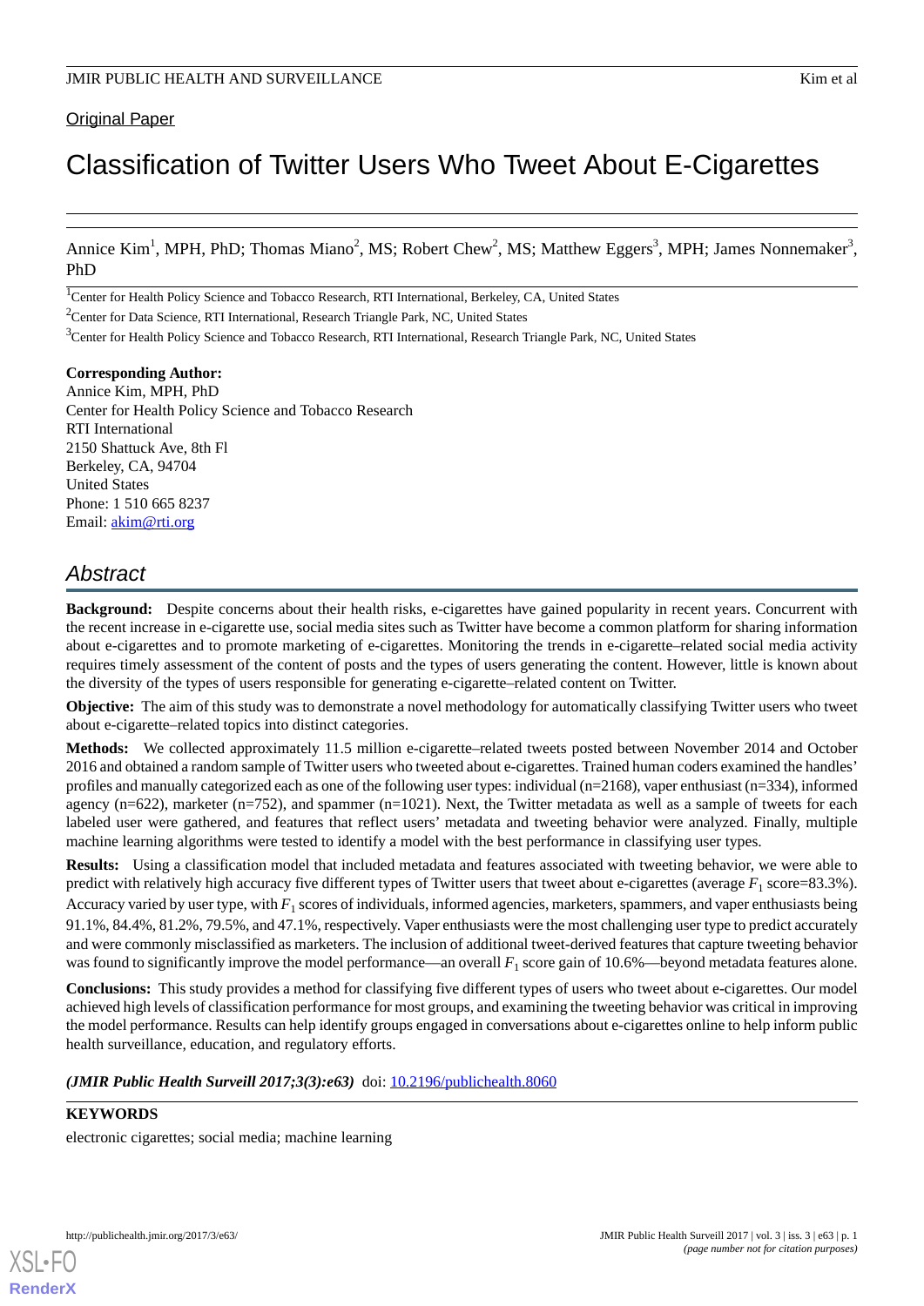Original Paper

# Classification of Twitter Users Who Tweet About E-Cigarettes

Annice Kim[1], MPH, PhD; Thomas Miano[2], MS; Robert Chew[2], MS; Matthew Eggers[3], MPH; James Nonnemaker[3], PhD

[1]Center for Health Policy Science and Tobacco Research, RTI International, Berkeley, CA, United States

[2]Center for Data Science, RTI International, Research Triangle Park, NC, United States

[3]Center for Health Policy Science and Tobacco Research, RTI International, Research Triangle Park, NC, United States

**Corresponding Author:**
Annice Kim, MPH, PhD
Center for Health Policy Science and Tobacco Research
RTI International
2150 Shattuck Ave, 8th Fl
Berkeley, CA, 94704
United States
Phone: 1 510 665 8237
Email: akim@rti.org

## Abstract

**Background:** Despite concerns about their health risks, e-cigarettes have gained popularity in recent years. Concurrent with the recent increase in e-cigarette use, social media sites such as Twitter have become a common platform for sharing information about e-cigarettes and to promote marketing of e-cigarettes. Monitoring the trends in e-cigarette–related social media activity requires timely assessment of the content of posts and the types of users generating the content. However, little is known about the diversity of the types of users responsible for generating e-cigarette–related content on Twitter.

**Objective:** The aim of this study was to demonstrate a novel methodology for automatically classifying Twitter users who tweet about e-cigarette–related topics into distinct categories.

**Methods:** We collected approximately 11.5 million e-cigarette–related tweets posted between November 2014 and October 2016 and obtained a random sample of Twitter users who tweeted about e-cigarettes. Trained human coders examined the handles' profiles and manually categorized each as one of the following user types: individual (n=2168), vaper enthusiast (n=334), informed agency (n=622), marketer (n=752), and spammer (n=1021). Next, the Twitter metadata as well as a sample of tweets for each labeled user were gathered, and features that reflect users' metadata and tweeting behavior were analyzed. Finally, multiple machine learning algorithms were tested to identify a model with the best performance in classifying user types.

**Results:** Using a classification model that included metadata and features associated with tweeting behavior, we were able to predict with relatively high accuracy five different types of Twitter users that tweet about e-cigarettes (average $F_1$ score=83.3%). Accuracy varied by user type, with $F_1$ scores of individuals, informed agencies, marketers, spammers, and vaper enthusiasts being 91.1%, 84.4%, 81.2%, 79.5%, and 47.1%, respectively. Vaper enthusiasts were the most challenging user type to predict accurately and were commonly misclassified as marketers. The inclusion of additional tweet-derived features that capture tweeting behavior was found to significantly improve the model performance—an overall $F_1$ score gain of 10.6%—beyond metadata features alone.

**Conclusions:** This study provides a method for classifying five different types of users who tweet about e-cigarettes. Our model achieved high levels of classification performance for most groups, and examining the tweeting behavior was critical in improving the model performance. Results can help identify groups engaged in conversations about e-cigarettes online to help inform public health surveillance, education, and regulatory efforts.

***(JMIR Public Health Surveill 2017;3(3):e63)*** doi: 10.2196/publichealth.8060

**KEYWORDS**

electronic cigarettes; social media; machine learning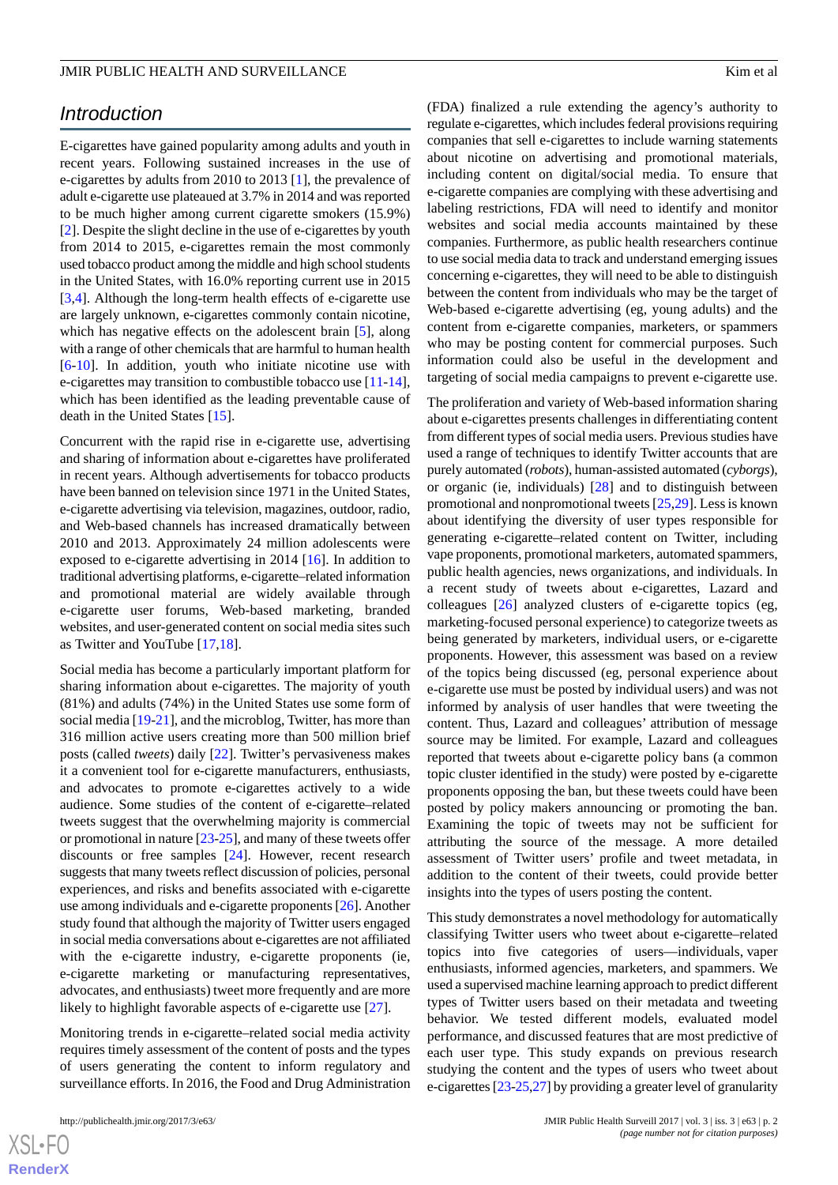## Introduction

E-cigarettes have gained popularity among adults and youth in recent years. Following sustained increases in the use of e-cigarettes by adults from 2010 to 2013 [1], the prevalence of adult e-cigarette use plateaued at 3.7% in 2014 and was reported to be much higher among current cigarette smokers (15.9%) [2]. Despite the slight decline in the use of e-cigarettes by youth from 2014 to 2015, e-cigarettes remain the most commonly used tobacco product among the middle and high school students in the United States, with 16.0% reporting current use in 2015 [3,4]. Although the long-term health effects of e-cigarette use are largely unknown, e-cigarettes commonly contain nicotine, which has negative effects on the adolescent brain [5], along with a range of other chemicals that are harmful to human health [6-10]. In addition, youth who initiate nicotine use with e-cigarettes may transition to combustible tobacco use [11-14], which has been identified as the leading preventable cause of death in the United States [15].

Concurrent with the rapid rise in e-cigarette use, advertising and sharing of information about e-cigarettes have proliferated in recent years. Although advertisements for tobacco products have been banned on television since 1971 in the United States, e-cigarette advertising via television, magazines, outdoor, radio, and Web-based channels has increased dramatically between 2010 and 2013. Approximately 24 million adolescents were exposed to e-cigarette advertising in 2014 [16]. In addition to traditional advertising platforms, e-cigarette–related information and promotional material are widely available through e-cigarette user forums, Web-based marketing, branded websites, and user-generated content on social media sites such as Twitter and YouTube [17,18].

Social media has become a particularly important platform for sharing information about e-cigarettes. The majority of youth (81%) and adults (74%) in the United States use some form of social media [19-21], and the microblog, Twitter, has more than 316 million active users creating more than 500 million brief posts (called *tweets*) daily [22]. Twitter's pervasiveness makes it a convenient tool for e-cigarette manufacturers, enthusiasts, and advocates to promote e-cigarettes actively to a wide audience. Some studies of the content of e-cigarette–related tweets suggest that the overwhelming majority is commercial or promotional in nature [23-25], and many of these tweets offer discounts or free samples [24]. However, recent research suggests that many tweets reflect discussion of policies, personal experiences, and risks and benefits associated with e-cigarette use among individuals and e-cigarette proponents [26]. Another study found that although the majority of Twitter users engaged in social media conversations about e-cigarettes are not affiliated with the e-cigarette industry, e-cigarette proponents (ie, e-cigarette marketing or manufacturing representatives, advocates, and enthusiasts) tweet more frequently and are more likely to highlight favorable aspects of e-cigarette use [27].

Monitoring trends in e-cigarette–related social media activity requires timely assessment of the content of posts and the types of users generating the content to inform regulatory and surveillance efforts. In 2016, the Food and Drug Administration (FDA) finalized a rule extending the agency's authority to regulate e-cigarettes, which includes federal provisions requiring companies that sell e-cigarettes to include warning statements about nicotine on advertising and promotional materials, including content on digital/social media. To ensure that e-cigarette companies are complying with these advertising and labeling restrictions, FDA will need to identify and monitor websites and social media accounts maintained by these companies. Furthermore, as public health researchers continue to use social media data to track and understand emerging issues concerning e-cigarettes, they will need to be able to distinguish between the content from individuals who may be the target of Web-based e-cigarette advertising (eg, young adults) and the content from e-cigarette companies, marketers, or spammers who may be posting content for commercial purposes. Such information could also be useful in the development and targeting of social media campaigns to prevent e-cigarette use.

The proliferation and variety of Web-based information sharing about e-cigarettes presents challenges in differentiating content from different types of social media users. Previous studies have used a range of techniques to identify Twitter accounts that are purely automated (*robots*), human-assisted automated (*cyborgs*), or organic (ie, individuals) [28] and to distinguish between promotional and nonpromotional tweets [25,29]. Less is known about identifying the diversity of user types responsible for generating e-cigarette–related content on Twitter, including vape proponents, promotional marketers, automated spammers, public health agencies, news organizations, and individuals. In a recent study of tweets about e-cigarettes, Lazard and colleagues [26] analyzed clusters of e-cigarette topics (eg, marketing-focused personal experience) to categorize tweets as being generated by marketers, individual users, or e-cigarette proponents. However, this assessment was based on a review of the topics being discussed (eg, personal experience about e-cigarette use must be posted by individual users) and was not informed by analysis of user handles that were tweeting the content. Thus, Lazard and colleagues' attribution of message source may be limited. For example, Lazard and colleagues reported that tweets about e-cigarette policy bans (a common topic cluster identified in the study) were posted by e-cigarette proponents opposing the ban, but these tweets could have been posted by policy makers announcing or promoting the ban. Examining the topic of tweets may not be sufficient for attributing the source of the message. A more detailed assessment of Twitter users' profile and tweet metadata, in addition to the content of their tweets, could provide better insights into the types of users posting the content.

This study demonstrates a novel methodology for automatically classifying Twitter users who tweet about e-cigarette–related topics into five categories of users—individuals, vaper enthusiasts, informed agencies, marketers, and spammers. We used a supervised machine learning approach to predict different types of Twitter users based on their metadata and tweeting behavior. We tested different models, evaluated model performance, and discussed features that are most predictive of each user type. This study expands on previous research studying the content and the types of users who tweet about e-cigarettes [23-25,27] by providing a greater level of granularity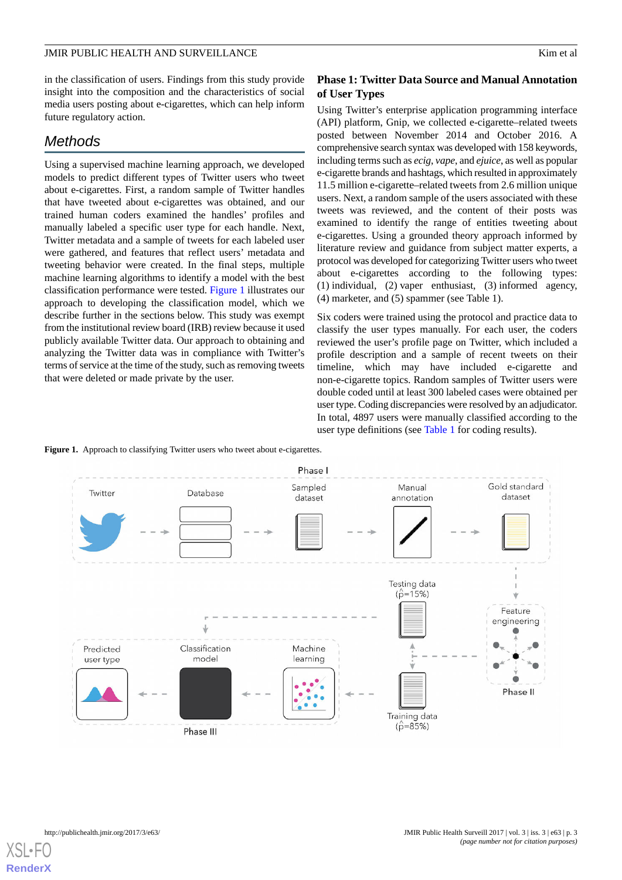in the classification of users. Findings from this study provide insight into the composition and the characteristics of social media users posting about e-cigarettes, which can help inform future regulatory action.

## Methods

Using a supervised machine learning approach, we developed models to predict different types of Twitter users who tweet about e-cigarettes. First, a random sample of Twitter handles that have tweeted about e-cigarettes was obtained, and our trained human coders examined the handles' profiles and manually labeled a specific user type for each handle. Next, Twitter metadata and a sample of tweets for each labeled user were gathered, and features that reflect users' metadata and tweeting behavior were created. In the final steps, multiple machine learning algorithms to identify a model with the best classification performance were tested. Figure 1 illustrates our approach to developing the classification model, which we describe further in the sections below. This study was exempt from the institutional review board (IRB) review because it used publicly available Twitter data. Our approach to obtaining and analyzing the Twitter data was in compliance with Twitter's terms of service at the time of the study, such as removing tweets that were deleted or made private by the user.

### Phase 1: Twitter Data Source and Manual Annotation of User Types

Using Twitter's enterprise application programming interface (API) platform, Gnip, we collected e-cigarette–related tweets posted between November 2014 and October 2016. A comprehensive search syntax was developed with 158 keywords, including terms such as *ecig*, *vape*, and *ejuice*, as well as popular e-cigarette brands and hashtags, which resulted in approximately 11.5 million e-cigarette–related tweets from 2.6 million unique users. Next, a random sample of the users associated with these tweets was reviewed, and the content of their posts was examined to identify the range of entities tweeting about e-cigarettes. Using a grounded theory approach informed by literature review and guidance from subject matter experts, a protocol was developed for categorizing Twitter users who tweet about e-cigarettes according to the following types: (1) individual, (2) vaper enthusiast, (3) informed agency, (4) marketer, and (5) spammer (see Table 1).

Six coders were trained using the protocol and practice data to classify the user types manually. For each user, the coders reviewed the user's profile page on Twitter, which included a profile description and a sample of recent tweets on their timeline, which may have included e-cigarette and non-e-cigarette topics. Random samples of Twitter users were double coded until at least 300 labeled cases were obtained per user type. Coding discrepancies were resolved by an adjudicator. In total, 4897 users were manually classified according to the user type definitions (see Table 1 for coding results).

**Figure 1.** Approach to classifying Twitter users who tweet about e-cigarettes.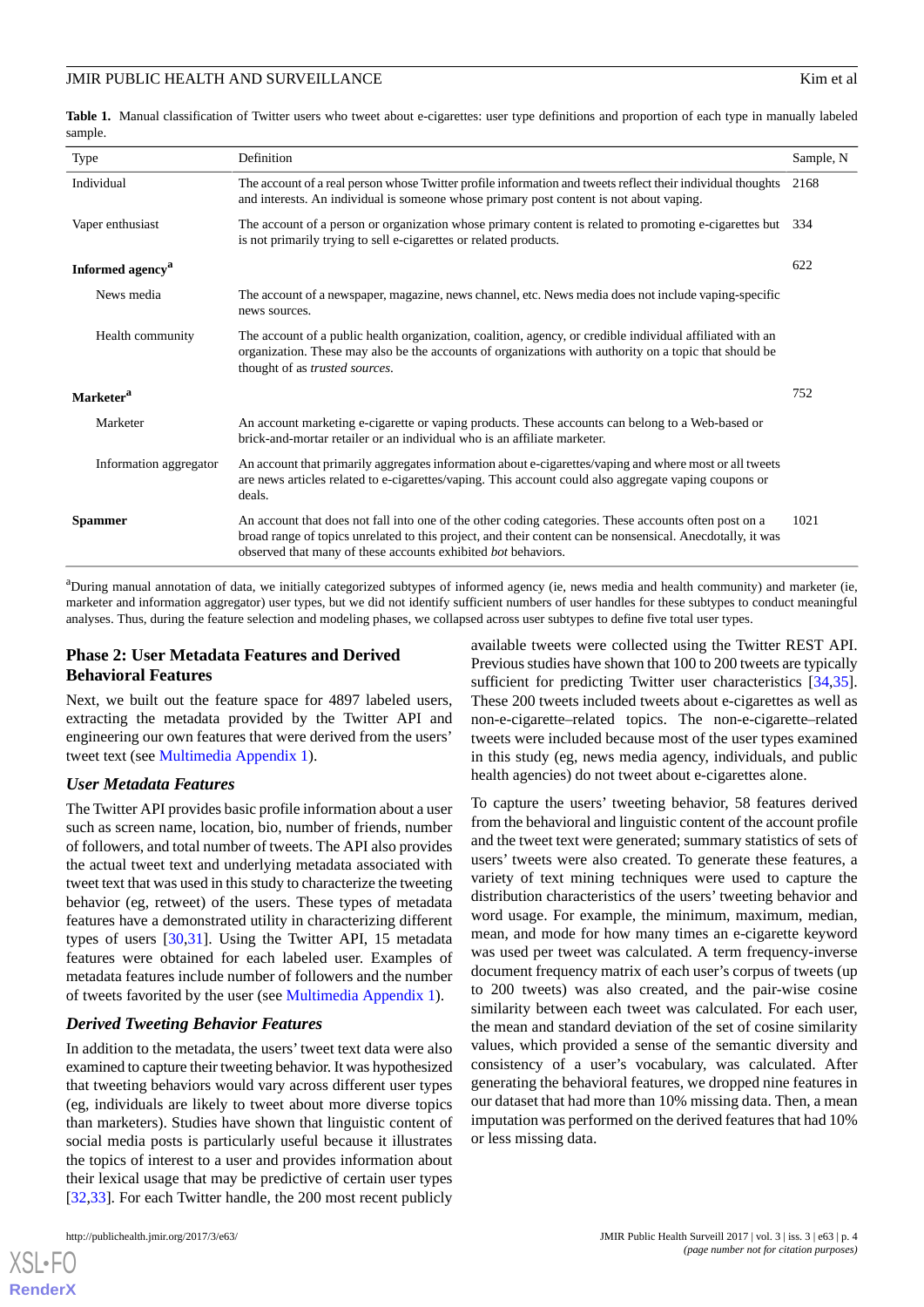**Table 1.** Manual classification of Twitter users who tweet about e-cigarettes: user type definitions and proportion of each type in manually labeled sample.

| Type | Definition | Sample, N |
|---|---|---|
| Individual | The account of a real person whose Twitter profile information and tweets reflect their individual thoughts and interests. An individual is someone whose primary post content is not about vaping. | 2168 |
| Vaper enthusiast | The account of a person or organization whose primary content is related to promoting e-cigarettes but is not primarily trying to sell e-cigarettes or related products. | 334 |
| **Informed agency**[a] | | 622 |
| News media | The account of a newspaper, magazine, news channel, etc. News media does not include vaping-specific news sources. | |
| Health community | The account of a public health organization, coalition, agency, or credible individual affiliated with an organization. These may also be the accounts of organizations with authority on a topic that should be thought of as *trusted sources*. | |
| **Marketer**[a] | | 752 |
| Marketer | An account marketing e-cigarette or vaping products. These accounts can belong to a Web-based or brick-and-mortar retailer or an individual who is an affiliate marketer. | |
| Information aggregator | An account that primarily aggregates information about e-cigarettes/vaping and where most or all tweets are news articles related to e-cigarettes/vaping. This account could also aggregate vaping coupons or deals. | |
| **Spammer** | An account that does not fall into one of the other coding categories. These accounts often post on a broad range of topics unrelated to this project, and their content can be nonsensical. Anecdotally, it was observed that many of these accounts exhibited *bot* behaviors. | 1021 |

[a]During manual annotation of data, we initially categorized subtypes of informed agency (ie, news media and health community) and marketer (ie, marketer and information aggregator) user types, but we did not identify sufficient numbers of user handles for these subtypes to conduct meaningful analyses. Thus, during the feature selection and modeling phases, we collapsed across user subtypes to define five total user types.

## Phase 2: User Metadata Features and Derived Behavioral Features

Next, we built out the feature space for 4897 labeled users, extracting the metadata provided by the Twitter API and engineering our own features that were derived from the users' tweet text (see Multimedia Appendix 1).

### User Metadata Features

The Twitter API provides basic profile information about a user such as screen name, location, bio, number of friends, number of followers, and total number of tweets. The API also provides the actual tweet text and underlying metadata associated with tweet text that was used in this study to characterize the tweeting behavior (eg, retweet) of the users. These types of metadata features have a demonstrated utility in characterizing different types of users [30,31]. Using the Twitter API, 15 metadata features were obtained for each labeled user. Examples of metadata features include number of followers and the number of tweets favorited by the user (see Multimedia Appendix 1).

### Derived Tweeting Behavior Features

In addition to the metadata, the users' tweet text data were also examined to capture their tweeting behavior. It was hypothesized that tweeting behaviors would vary across different user types (eg, individuals are likely to tweet about more diverse topics than marketers). Studies have shown that linguistic content of social media posts is particularly useful because it illustrates the topics of interest to a user and provides information about their lexical usage that may be predictive of certain user types [32,33]. For each Twitter handle, the 200 most recent publicly available tweets were collected using the Twitter REST API. Previous studies have shown that 100 to 200 tweets are typically sufficient for predicting Twitter user characteristics [34,35]. These 200 tweets included tweets about e-cigarettes as well as non-e-cigarette–related topics. The non-e-cigarette–related tweets were included because most of the user types examined in this study (eg, news media agency, individuals, and public health agencies) do not tweet about e-cigarettes alone.

To capture the users' tweeting behavior, 58 features derived from the behavioral and linguistic content of the account profile and the tweet text were generated; summary statistics of sets of users' tweets were also created. To generate these features, a variety of text mining techniques were used to capture the distribution characteristics of the users' tweeting behavior and word usage. For example, the minimum, maximum, median, mean, and mode for how many times an e-cigarette keyword was used per tweet was calculated. A term frequency-inverse document frequency matrix of each user's corpus of tweets (up to 200 tweets) was also created, and the pair-wise cosine similarity between each tweet was calculated. For each user, the mean and standard deviation of the set of cosine similarity values, which provided a sense of the semantic diversity and consistency of a user's vocabulary, was calculated. After generating the behavioral features, we dropped nine features in our dataset that had more than 10% missing data. Then, a mean imputation was performed on the derived features that had 10% or less missing data.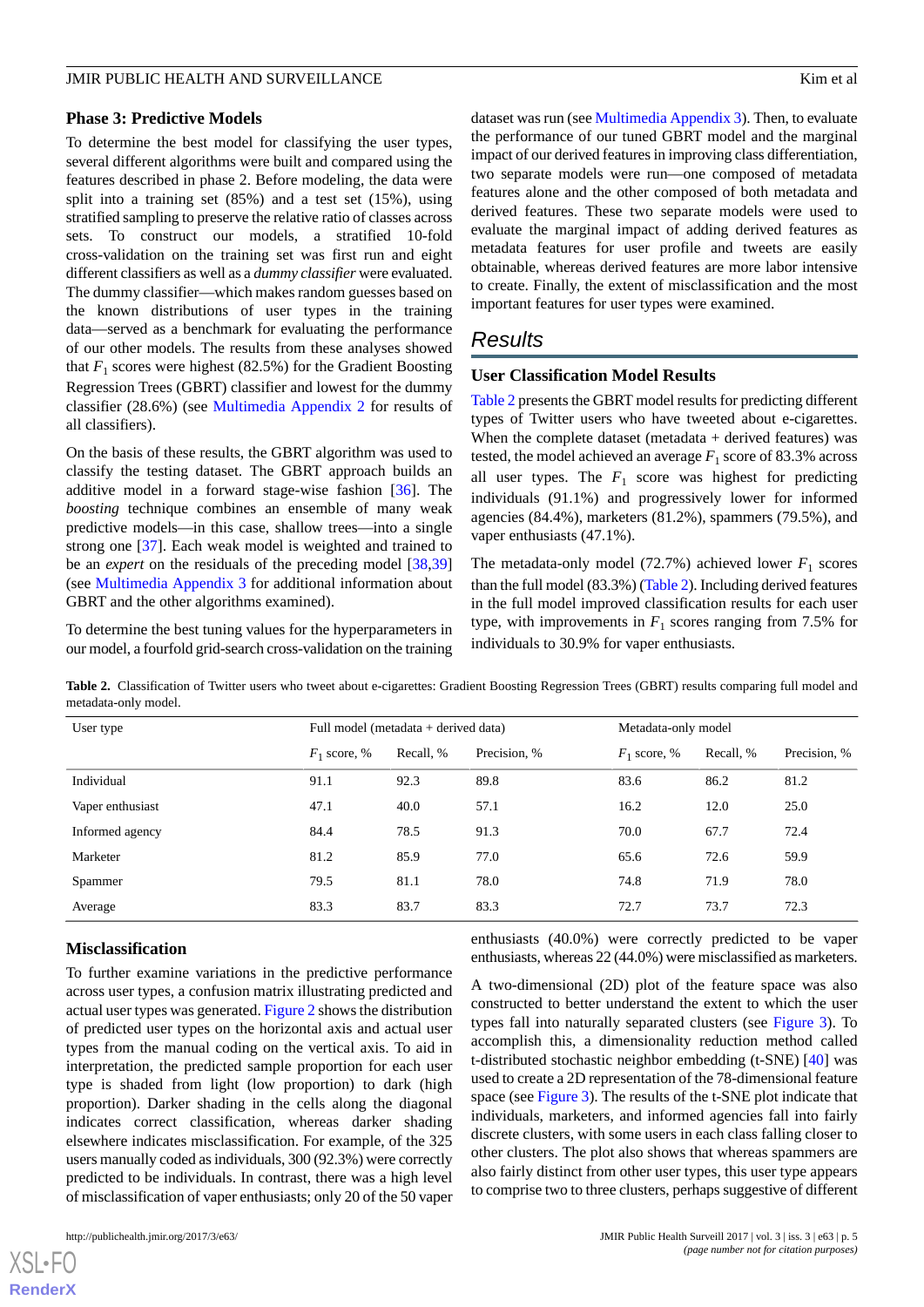### Phase 3: Predictive Models

To determine the best model for classifying the user types, several different algorithms were built and compared using the features described in phase 2. Before modeling, the data were split into a training set (85%) and a test set (15%), using stratified sampling to preserve the relative ratio of classes across sets. To construct our models, a stratified 10-fold cross-validation on the training set was first run and eight different classifiers as well as a *dummy classifier* were evaluated. The dummy classifier—which makes random guesses based on the known distributions of user types in the training data—served as a benchmark for evaluating the performance of our other models. The results from these analyses showed that $F_1$ scores were highest (82.5%) for the Gradient Boosting Regression Trees (GBRT) classifier and lowest for the dummy classifier (28.6%) (see Multimedia Appendix 2 for results of all classifiers).

On the basis of these results, the GBRT algorithm was used to classify the testing dataset. The GBRT approach builds an additive model in a forward stage-wise fashion [36]. The *boosting* technique combines an ensemble of many weak predictive models—in this case, shallow trees—into a single strong one [37]. Each weak model is weighted and trained to be an *expert* on the residuals of the preceding model [38,39] (see Multimedia Appendix 3 for additional information about GBRT and the other algorithms examined).

To determine the best tuning values for the hyperparameters in our model, a fourfold grid-search cross-validation on the training dataset was run (see Multimedia Appendix 3). Then, to evaluate the performance of our tuned GBRT model and the marginal impact of our derived features in improving class differentiation, two separate models were run—one composed of metadata features alone and the other composed of both metadata and derived features. These two separate models were used to evaluate the marginal impact of adding derived features as metadata features for user profile and tweets are easily obtainable, whereas derived features are more labor intensive to create. Finally, the extent of misclassification and the most important features for user types were examined.

## Results

### User Classification Model Results

Table 2 presents the GBRT model results for predicting different types of Twitter users who have tweeted about e-cigarettes. When the complete dataset (metadata + derived features) was tested, the model achieved an average $F_1$ score of 83.3% across all user types. The $F_1$ score was highest for predicting individuals (91.1%) and progressively lower for informed agencies (84.4%), marketers (81.2%), spammers (79.5%), and vaper enthusiasts (47.1%).

The metadata-only model (72.7%) achieved lower $F_1$ scores than the full model (83.3%) (Table 2). Including derived features in the full model improved classification results for each user type, with improvements in $F_1$ scores ranging from 7.5% for individuals to 30.9% for vaper enthusiasts.

**Table 2.** Classification of Twitter users who tweet about e-cigarettes: Gradient Boosting Regression Trees (GBRT) results comparing full model and metadata-only model.

| User type | Full model (metadata + derived data) | | | Metadata-only model | | |
|---|---|---|---|---|---|---|
| | $F_1$ score, % | Recall, % | Precision, % | $F_1$ score, % | Recall, % | Precision, % |
| Individual | 91.1 | 92.3 | 89.8 | 83.6 | 86.2 | 81.2 |
| Vaper enthusiast | 47.1 | 40.0 | 57.1 | 16.2 | 12.0 | 25.0 |
| Informed agency | 84.4 | 78.5 | 91.3 | 70.0 | 67.7 | 72.4 |
| Marketer | 81.2 | 85.9 | 77.0 | 65.6 | 72.6 | 59.9 |
| Spammer | 79.5 | 81.1 | 78.0 | 74.8 | 71.9 | 78.0 |
| Average | 83.3 | 83.7 | 83.3 | 72.7 | 73.7 | 72.3 |

### Misclassification

To further examine variations in the predictive performance across user types, a confusion matrix illustrating predicted and actual user types was generated. Figure 2 shows the distribution of predicted user types on the horizontal axis and actual user types from the manual coding on the vertical axis. To aid in interpretation, the predicted sample proportion for each user type is shaded from light (low proportion) to dark (high proportion). Darker shading in the cells along the diagonal indicates correct classification, whereas darker shading elsewhere indicates misclassification. For example, of the 325 users manually coded as individuals, 300 (92.3%) were correctly predicted to be individuals. In contrast, there was a high level of misclassification of vaper enthusiasts; only 20 of the 50 vaper enthusiasts (40.0%) were correctly predicted to be vaper enthusiasts, whereas 22 (44.0%) were misclassified as marketers.

A two-dimensional (2D) plot of the feature space was also constructed to better understand the extent to which the user types fall into naturally separated clusters (see Figure 3). To accomplish this, a dimensionality reduction method called t-distributed stochastic neighbor embedding (t-SNE) [40] was used to create a 2D representation of the 78-dimensional feature space (see Figure 3). The results of the t-SNE plot indicate that individuals, marketers, and informed agencies fall into fairly discrete clusters, with some users in each class falling closer to other clusters. The plot also shows that whereas spammers are also fairly distinct from other user types, this user type appears to comprise two to three clusters, perhaps suggestive of different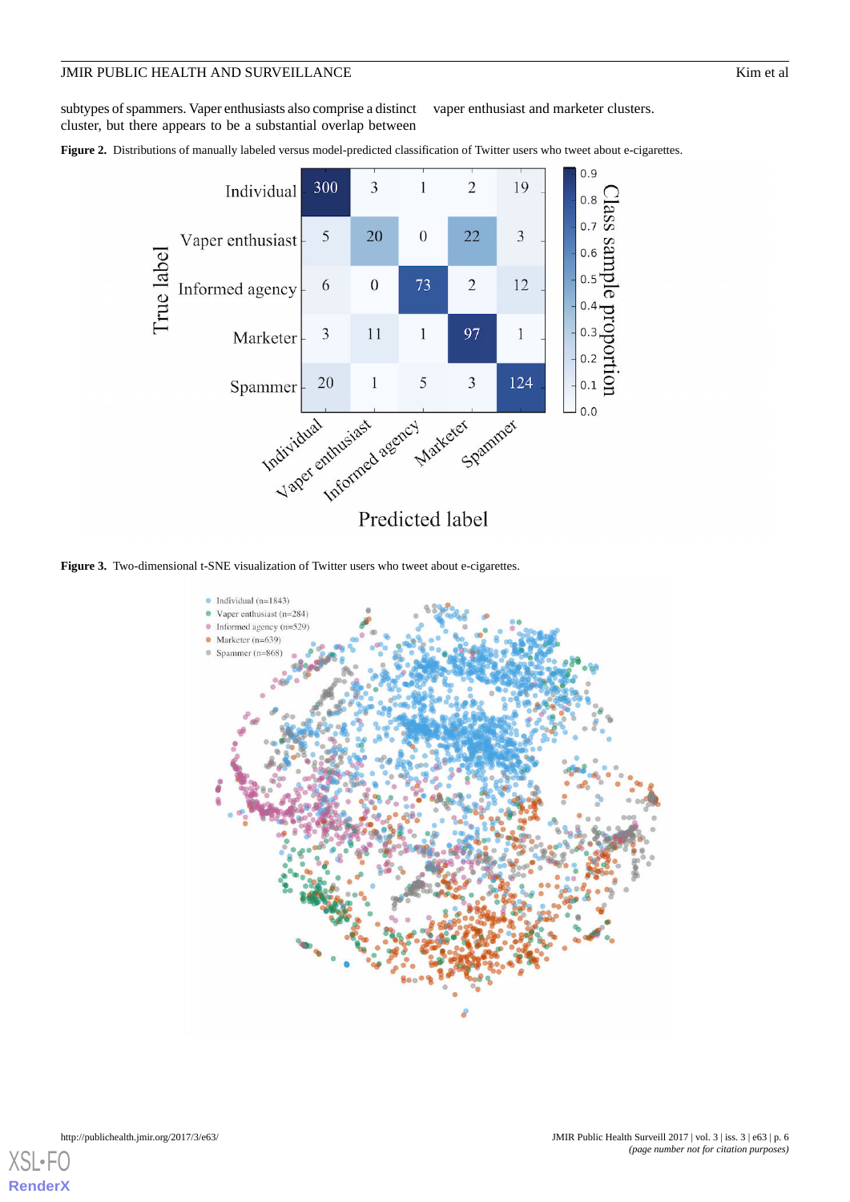subtypes of spammers. Vaper enthusiasts also comprise a distinct cluster, but there appears to be a substantial overlap between vaper enthusiast and marketer clusters.

**Figure 2.** Distributions of manually labeled versus model-predicted classification of Twitter users who tweet about e-cigarettes.

**Figure 3.** Two-dimensional t-SNE visualization of Twitter users who tweet about e-cigarettes.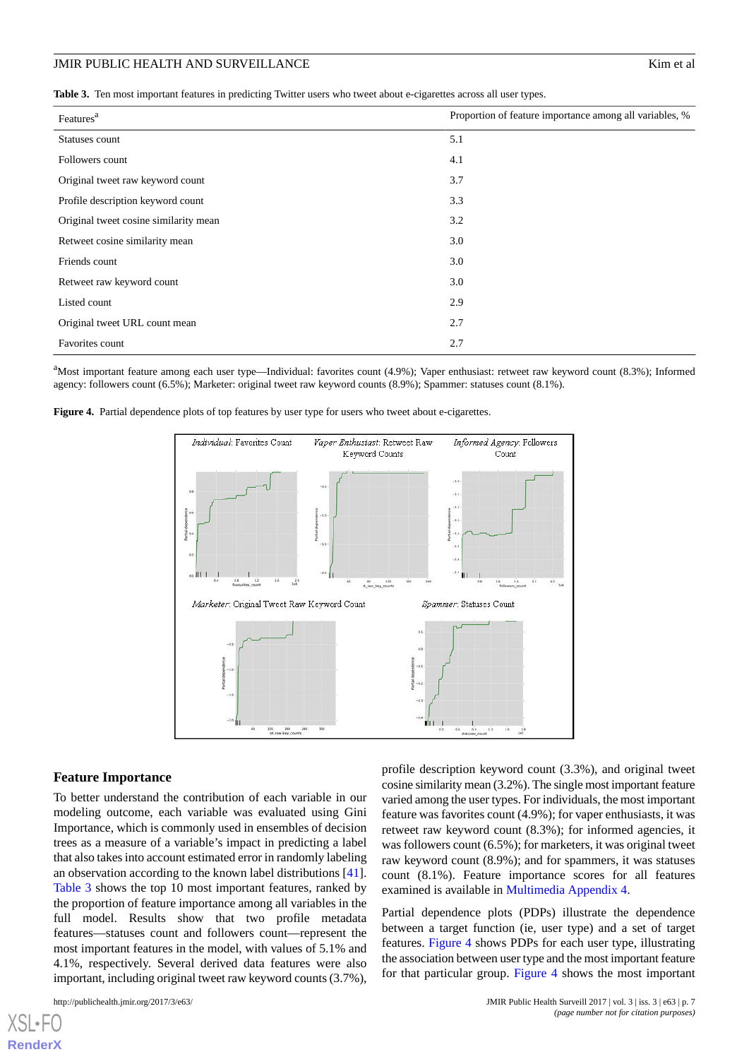**Table 3.** Ten most important features in predicting Twitter users who tweet about e-cigarettes across all user types.

| Features[a] | Proportion of feature importance among all variables, % |
|---|---|
| Statuses count | 5.1 |
| Followers count | 4.1 |
| Original tweet raw keyword count | 3.7 |
| Profile description keyword count | 3.3 |
| Original tweet cosine similarity mean | 3.2 |
| Retweet cosine similarity mean | 3.0 |
| Friends count | 3.0 |
| Retweet raw keyword count | 3.0 |
| Listed count | 2.9 |
| Original tweet URL count mean | 2.7 |
| Favorites count | 2.7 |

[a]Most important feature among each user type—Individual: favorites count (4.9%); Vaper enthusiast: retweet raw keyword count (8.3%); Informed agency: followers count (6.5%); Marketer: original tweet raw keyword counts (8.9%); Spammer: statuses count (8.1%).

**Figure 4.** Partial dependence plots of top features by user type for users who tweet about e-cigarettes.

## Feature Importance

To better understand the contribution of each variable in our modeling outcome, each variable was evaluated using Gini Importance, which is commonly used in ensembles of decision trees as a measure of a variable's impact in predicting a label that also takes into account estimated error in randomly labeling an observation according to the known label distributions [41]. Table 3 shows the top 10 most important features, ranked by the proportion of feature importance among all variables in the full model. Results show that two profile metadata features—statuses count and followers count—represent the most important features in the model, with values of 5.1% and 4.1%, respectively. Several derived data features were also important, including original tweet raw keyword counts (3.7%), profile description keyword count (3.3%), and original tweet cosine similarity mean (3.2%). The single most important feature varied among the user types. For individuals, the most important feature was favorites count (4.9%); for vaper enthusiasts, it was retweet raw keyword count (8.3%); for informed agencies, it was followers count (6.5%); for marketers, it was original tweet raw keyword count (8.9%); and for spammers, it was statuses count (8.1%). Feature importance scores for all features examined is available in Multimedia Appendix 4.

Partial dependence plots (PDPs) illustrate the dependence between a target function (ie, user type) and a set of target features. Figure 4 shows PDPs for each user type, illustrating the association between user type and the most important feature for that particular group. Figure 4 shows the most important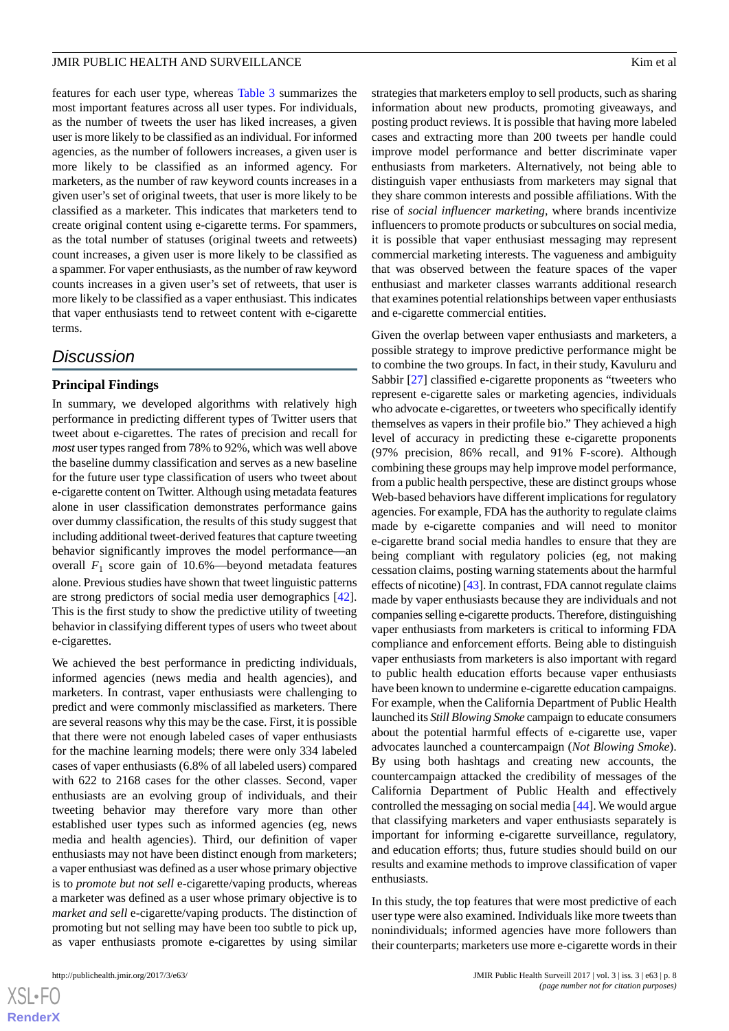features for each user type, whereas Table 3 summarizes the most important features across all user types. For individuals, as the number of tweets the user has liked increases, a given user is more likely to be classified as an individual. For informed agencies, as the number of followers increases, a given user is more likely to be classified as an informed agency. For marketers, as the number of raw keyword counts increases in a given user's set of original tweets, that user is more likely to be classified as a marketer. This indicates that marketers tend to create original content using e-cigarette terms. For spammers, as the total number of statuses (original tweets and retweets) count increases, a given user is more likely to be classified as a spammer. For vaper enthusiasts, as the number of raw keyword counts increases in a given user's set of retweets, that user is more likely to be classified as a vaper enthusiast. This indicates that vaper enthusiasts tend to retweet content with e-cigarette terms.

## Discussion

### Principal Findings

In summary, we developed algorithms with relatively high performance in predicting different types of Twitter users that tweet about e-cigarettes. The rates of precision and recall for *most* user types ranged from 78% to 92%, which was well above the baseline dummy classification and serves as a new baseline for the future user type classification of users who tweet about e-cigarette content on Twitter. Although using metadata features alone in user classification demonstrates performance gains over dummy classification, the results of this study suggest that including additional tweet-derived features that capture tweeting behavior significantly improves the model performance—an overall $F_1$ score gain of 10.6%—beyond metadata features alone. Previous studies have shown that tweet linguistic patterns are strong predictors of social media user demographics [42]. This is the first study to show the predictive utility of tweeting behavior in classifying different types of users who tweet about e-cigarettes.

We achieved the best performance in predicting individuals, informed agencies (news media and health agencies), and marketers. In contrast, vaper enthusiasts were challenging to predict and were commonly misclassified as marketers. There are several reasons why this may be the case. First, it is possible that there were not enough labeled cases of vaper enthusiasts for the machine learning models; there were only 334 labeled cases of vaper enthusiasts (6.8% of all labeled users) compared with 622 to 2168 cases for the other classes. Second, vaper enthusiasts are an evolving group of individuals, and their tweeting behavior may therefore vary more than other established user types such as informed agencies (eg, news media and health agencies). Third, our definition of vaper enthusiasts may not have been distinct enough from marketers; a vaper enthusiast was defined as a user whose primary objective is to *promote but not sell* e-cigarette/vaping products, whereas a marketer was defined as a user whose primary objective is to *market and sell* e-cigarette/vaping products. The distinction of promoting but not selling may have been too subtle to pick up, as vaper enthusiasts promote e-cigarettes by using similar strategies that marketers employ to sell products, such as sharing information about new products, promoting giveaways, and posting product reviews. It is possible that having more labeled cases and extracting more than 200 tweets per handle could improve model performance and better discriminate vaper enthusiasts from marketers. Alternatively, not being able to distinguish vaper enthusiasts from marketers may signal that they share common interests and possible affiliations. With the rise of *social influencer marketing*, where brands incentivize influencers to promote products or subcultures on social media, it is possible that vaper enthusiast messaging may represent commercial marketing interests. The vagueness and ambiguity that was observed between the feature spaces of the vaper enthusiast and marketer classes warrants additional research that examines potential relationships between vaper enthusiasts and e-cigarette commercial entities.

Given the overlap between vaper enthusiasts and marketers, a possible strategy to improve predictive performance might be to combine the two groups. In fact, in their study, Kavuluru and Sabbir [27] classified e-cigarette proponents as "tweeters who represent e-cigarette sales or marketing agencies, individuals who advocate e-cigarettes, or tweeters who specifically identify themselves as vapers in their profile bio." They achieved a high level of accuracy in predicting these e-cigarette proponents (97% precision, 86% recall, and 91% F-score). Although combining these groups may help improve model performance, from a public health perspective, these are distinct groups whose Web-based behaviors have different implications for regulatory agencies. For example, FDA has the authority to regulate claims made by e-cigarette companies and will need to monitor e-cigarette brand social media handles to ensure that they are being compliant with regulatory policies (eg, not making cessation claims, posting warning statements about the harmful effects of nicotine) [43]. In contrast, FDA cannot regulate claims made by vaper enthusiasts because they are individuals and not companies selling e-cigarette products. Therefore, distinguishing vaper enthusiasts from marketers is critical to informing FDA compliance and enforcement efforts. Being able to distinguish vaper enthusiasts from marketers is also important with regard to public health education efforts because vaper enthusiasts have been known to undermine e-cigarette education campaigns. For example, when the California Department of Public Health launched its *Still Blowing Smoke* campaign to educate consumers about the potential harmful effects of e-cigarette use, vaper advocates launched a countercampaign (*Not Blowing Smoke*). By using both hashtags and creating new accounts, the countercampaign attacked the credibility of messages of the California Department of Public Health and effectively controlled the messaging on social media [44]. We would argue that classifying marketers and vaper enthusiasts separately is important for informing e-cigarette surveillance, regulatory, and education efforts; thus, future studies should build on our results and examine methods to improve classification of vaper enthusiasts.

In this study, the top features that were most predictive of each user type were also examined. Individuals like more tweets than nonindividuals; informed agencies have more followers than their counterparts; marketers use more e-cigarette words in their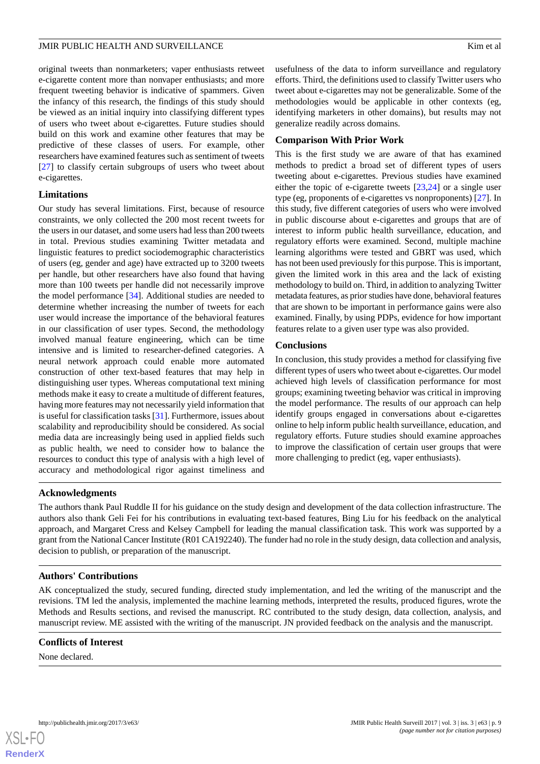original tweets than nonmarketers; vaper enthusiasts retweet e-cigarette content more than nonvaper enthusiasts; and more frequent tweeting behavior is indicative of spammers. Given the infancy of this research, the findings of this study should be viewed as an initial inquiry into classifying different types of users who tweet about e-cigarettes. Future studies should build on this work and examine other features that may be predictive of these classes of users. For example, other researchers have examined features such as sentiment of tweets [27] to classify certain subgroups of users who tweet about e-cigarettes.

### Limitations

Our study has several limitations. First, because of resource constraints, we only collected the 200 most recent tweets for the users in our dataset, and some users had less than 200 tweets in total. Previous studies examining Twitter metadata and linguistic features to predict sociodemographic characteristics of users (eg, gender and age) have extracted up to 3200 tweets per handle, but other researchers have also found that having more than 100 tweets per handle did not necessarily improve the model performance [34]. Additional studies are needed to determine whether increasing the number of tweets for each user would increase the importance of the behavioral features in our classification of user types. Second, the methodology involved manual feature engineering, which can be time intensive and is limited to researcher-defined categories. A neural network approach could enable more automated construction of other text-based features that may help in distinguishing user types. Whereas computational text mining methods make it easy to create a multitude of different features, having more features may not necessarily yield information that is useful for classification tasks [31]. Furthermore, issues about scalability and reproducibility should be considered. As social media data are increasingly being used in applied fields such as public health, we need to consider how to balance the resources to conduct this type of analysis with a high level of accuracy and methodological rigor against timeliness and usefulness of the data to inform surveillance and regulatory efforts. Third, the definitions used to classify Twitter users who tweet about e-cigarettes may not be generalizable. Some of the methodologies would be applicable in other contexts (eg, identifying marketers in other domains), but results may not generalize readily across domains.

### Comparison With Prior Work

This is the first study we are aware of that has examined methods to predict a broad set of different types of users tweeting about e-cigarettes. Previous studies have examined either the topic of e-cigarette tweets [23,24] or a single user type (eg, proponents of e-cigarettes vs nonproponents) [27]. In this study, five different categories of users who were involved in public discourse about e-cigarettes and groups that are of interest to inform public health surveillance, education, and regulatory efforts were examined. Second, multiple machine learning algorithms were tested and GBRT was used, which has not been used previously for this purpose. This is important, given the limited work in this area and the lack of existing methodology to build on. Third, in addition to analyzing Twitter metadata features, as prior studies have done, behavioral features that are shown to be important in performance gains were also examined. Finally, by using PDPs, evidence for how important features relate to a given user type was also provided.

### Conclusions

In conclusion, this study provides a method for classifying five different types of users who tweet about e-cigarettes. Our model achieved high levels of classification performance for most groups; examining tweeting behavior was critical in improving the model performance. The results of our approach can help identify groups engaged in conversations about e-cigarettes online to help inform public health surveillance, education, and regulatory efforts. Future studies should examine approaches to improve the classification of certain user groups that were more challenging to predict (eg, vaper enthusiasts).

## Acknowledgments

The authors thank Paul Ruddle II for his guidance on the study design and development of the data collection infrastructure. The authors also thank Geli Fei for his contributions in evaluating text-based features, Bing Liu for his feedback on the analytical approach, and Margaret Cress and Kelsey Campbell for leading the manual classification task. This work was supported by a grant from the National Cancer Institute (R01 CA192240). The funder had no role in the study design, data collection and analysis, decision to publish, or preparation of the manuscript.

## Authors' Contributions

AK conceptualized the study, secured funding, directed study implementation, and led the writing of the manuscript and the revisions. TM led the analysis, implemented the machine learning methods, interpreted the results, produced figures, wrote the Methods and Results sections, and revised the manuscript. RC contributed to the study design, data collection, analysis, and manuscript review. ME assisted with the writing of the manuscript. JN provided feedback on the analysis and the manuscript.

## Conflicts of Interest

None declared.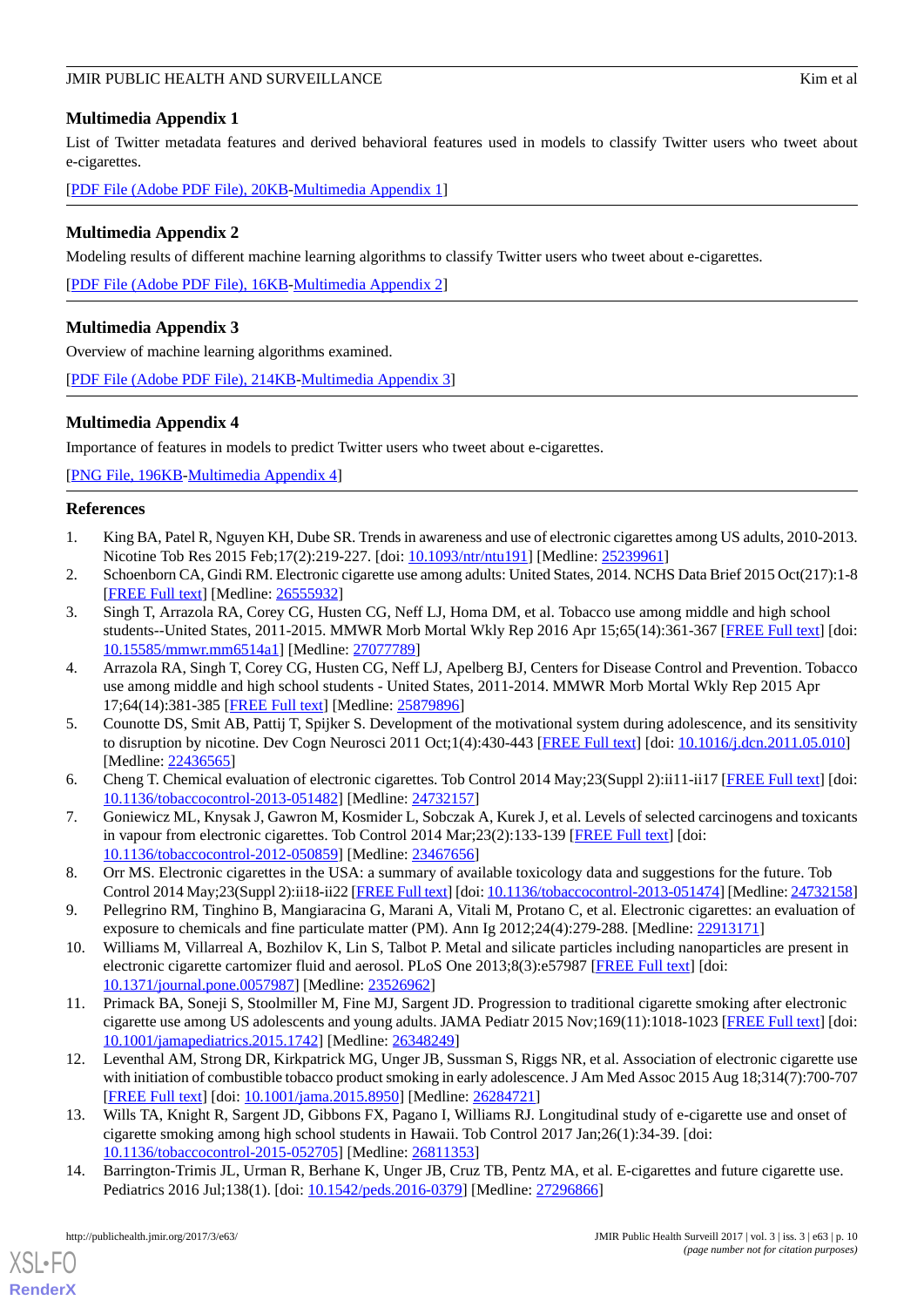## Multimedia Appendix 1

List of Twitter metadata features and derived behavioral features used in models to classify Twitter users who tweet about e-cigarettes.

[PDF File (Adobe PDF File), 20KB-Multimedia Appendix 1]

## Multimedia Appendix 2

Modeling results of different machine learning algorithms to classify Twitter users who tweet about e-cigarettes.

[PDF File (Adobe PDF File), 16KB-Multimedia Appendix 2]

## Multimedia Appendix 3

Overview of machine learning algorithms examined.

[PDF File (Adobe PDF File), 214KB-Multimedia Appendix 3]

## Multimedia Appendix 4

Importance of features in models to predict Twitter users who tweet about e-cigarettes.

[PNG File, 196KB-Multimedia Appendix 4]

## References

1. King BA, Patel R, Nguyen KH, Dube SR. Trends in awareness and use of electronic cigarettes among US adults, 2010-2013. Nicotine Tob Res 2015 Feb;17(2):219-227. [doi: 10.1093/ntr/ntu191] [Medline: 25239961]
2. Schoenborn CA, Gindi RM. Electronic cigarette use among adults: United States, 2014. NCHS Data Brief 2015 Oct(217):1-8 [FREE Full text] [Medline: 26555932]
3. Singh T, Arrazola RA, Corey CG, Husten CG, Neff LJ, Homa DM, et al. Tobacco use among middle and high school students--United States, 2011-2015. MMWR Morb Mortal Wkly Rep 2016 Apr 15;65(14):361-367 [FREE Full text] [doi: 10.15585/mmwr.mm6514a1] [Medline: 27077789]
4. Arrazola RA, Singh T, Corey CG, Husten CG, Neff LJ, Apelberg BJ, Centers for Disease Control and Prevention. Tobacco use among middle and high school students - United States, 2011-2014. MMWR Morb Mortal Wkly Rep 2015 Apr 17;64(14):381-385 [FREE Full text] [Medline: 25879896]
5. Counotte DS, Smit AB, Pattij T, Spijker S. Development of the motivational system during adolescence, and its sensitivity to disruption by nicotine. Dev Cogn Neurosci 2011 Oct;1(4):430-443 [FREE Full text] [doi: 10.1016/j.dcn.2011.05.010] [Medline: 22436565]
6. Cheng T. Chemical evaluation of electronic cigarettes. Tob Control 2014 May;23(Suppl 2):ii11-ii17 [FREE Full text] [doi: 10.1136/tobaccocontrol-2013-051482] [Medline: 24732157]
7. Goniewicz ML, Knysak J, Gawron M, Kosmider L, Sobczak A, Kurek J, et al. Levels of selected carcinogens and toxicants in vapour from electronic cigarettes. Tob Control 2014 Mar;23(2):133-139 [FREE Full text] [doi: 10.1136/tobaccocontrol-2012-050859] [Medline: 23467656]
8. Orr MS. Electronic cigarettes in the USA: a summary of available toxicology data and suggestions for the future. Tob Control 2014 May;23(Suppl 2):ii18-ii22 [FREE Full text] [doi: 10.1136/tobaccocontrol-2013-051474] [Medline: 24732158]
9. Pellegrino RM, Tinghino B, Mangiaracina G, Marani A, Vitali M, Protano C, et al. Electronic cigarettes: an evaluation of exposure to chemicals and fine particulate matter (PM). Ann Ig 2012;24(4):279-288. [Medline: 22913171]
10. Williams M, Villarreal A, Bozhilov K, Lin S, Talbot P. Metal and silicate particles including nanoparticles are present in electronic cigarette cartomizer fluid and aerosol. PLoS One 2013;8(3):e57987 [FREE Full text] [doi: 10.1371/journal.pone.0057987] [Medline: 23526962]
11. Primack BA, Soneji S, Stoolmiller M, Fine MJ, Sargent JD. Progression to traditional cigarette smoking after electronic cigarette use among US adolescents and young adults. JAMA Pediatr 2015 Nov;169(11):1018-1023 [FREE Full text] [doi: 10.1001/jamapediatrics.2015.1742] [Medline: 26348249]
12. Leventhal AM, Strong DR, Kirkpatrick MG, Unger JB, Sussman S, Riggs NR, et al. Association of electronic cigarette use with initiation of combustible tobacco product smoking in early adolescence. J Am Med Assoc 2015 Aug 18;314(7):700-707 [FREE Full text] [doi: 10.1001/jama.2015.8950] [Medline: 26284721]
13. Wills TA, Knight R, Sargent JD, Gibbons FX, Pagano I, Williams RJ. Longitudinal study of e-cigarette use and onset of cigarette smoking among high school students in Hawaii. Tob Control 2017 Jan;26(1):34-39. [doi: 10.1136/tobaccocontrol-2015-052705] [Medline: 26811353]
14. Barrington-Trimis JL, Urman R, Berhane K, Unger JB, Cruz TB, Pentz MA, et al. E-cigarettes and future cigarette use. Pediatrics 2016 Jul;138(1). [doi: 10.1542/peds.2016-0379] [Medline: 27296866]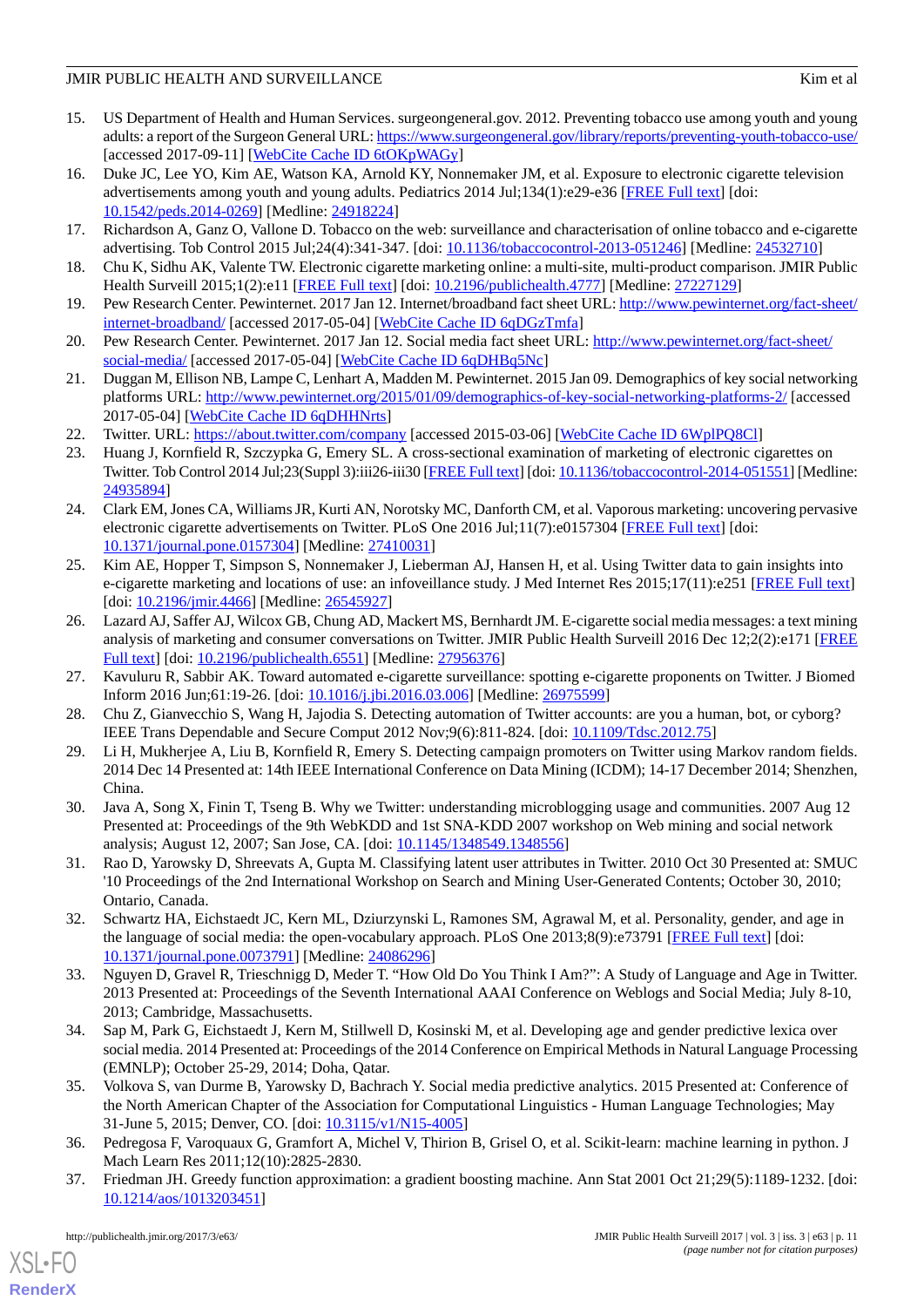15. US Department of Health and Human Services. surgeongeneral.gov. 2012. Preventing tobacco use among youth and young adults: a report of the Surgeon General URL: https://www.surgeongeneral.gov/library/reports/preventing-youth-tobacco-use/ [accessed 2017-09-11] [WebCite Cache ID 6tOKpWAGy]
16. Duke JC, Lee YO, Kim AE, Watson KA, Arnold KY, Nonnemaker JM, et al. Exposure to electronic cigarette television advertisements among youth and young adults. Pediatrics 2014 Jul;134(1):e29-e36 [FREE Full text] [doi: 10.1542/peds.2014-0269] [Medline: 24918224]
17. Richardson A, Ganz O, Vallone D. Tobacco on the web: surveillance and characterisation of online tobacco and e-cigarette advertising. Tob Control 2015 Jul;24(4):341-347. [doi: 10.1136/tobaccocontrol-2013-051246] [Medline: 24532710]
18. Chu K, Sidhu AK, Valente TW. Electronic cigarette marketing online: a multi-site, multi-product comparison. JMIR Public Health Surveill 2015;1(2):e11 [FREE Full text] [doi: 10.2196/publichealth.4777] [Medline: 27227129]
19. Pew Research Center. Pewinternet. 2017 Jan 12. Internet/broadband fact sheet URL: http://www.pewinternet.org/fact-sheet/internet-broadband/ [accessed 2017-05-04] [WebCite Cache ID 6qDGzTmfa]
20. Pew Research Center. Pewinternet. 2017 Jan 12. Social media fact sheet URL: http://www.pewinternet.org/fact-sheet/social-media/ [accessed 2017-05-04] [WebCite Cache ID 6qDHBq5Nc]
21. Duggan M, Ellison NB, Lampe C, Lenhart A, Madden M. Pewinternet. 2015 Jan 09. Demographics of key social networking platforms URL: http://www.pewinternet.org/2015/01/09/demographics-of-key-social-networking-platforms-2/ [accessed 2017-05-04] [WebCite Cache ID 6qDHHNrts]
22. Twitter. URL: https://about.twitter.com/company [accessed 2015-03-06] [WebCite Cache ID 6WplPQ8Cl]
23. Huang J, Kornfield R, Szczypka G, Emery SL. A cross-sectional examination of marketing of electronic cigarettes on Twitter. Tob Control 2014 Jul;23(Suppl 3):iii26-iii30 [FREE Full text] [doi: 10.1136/tobaccocontrol-2014-051551] [Medline: 24935894]
24. Clark EM, Jones CA, Williams JR, Kurti AN, Norotsky MC, Danforth CM, et al. Vaporous marketing: uncovering pervasive electronic cigarette advertisements on Twitter. PLoS One 2016 Jul;11(7):e0157304 [FREE Full text] [doi: 10.1371/journal.pone.0157304] [Medline: 27410031]
25. Kim AE, Hopper T, Simpson S, Nonnemaker J, Lieberman AJ, Hansen H, et al. Using Twitter data to gain insights into e-cigarette marketing and locations of use: an infoveillance study. J Med Internet Res 2015;17(11):e251 [FREE Full text] [doi: 10.2196/jmir.4466] [Medline: 26545927]
26. Lazard AJ, Saffer AJ, Wilcox GB, Chung AD, Mackert MS, Bernhardt JM. E-cigarette social media messages: a text mining analysis of marketing and consumer conversations on Twitter. JMIR Public Health Surveill 2016 Dec 12;2(2):e171 [FREE Full text] [doi: 10.2196/publichealth.6551] [Medline: 27956376]
27. Kavuluru R, Sabbir AK. Toward automated e-cigarette surveillance: spotting e-cigarette proponents on Twitter. J Biomed Inform 2016 Jun;61:19-26. [doi: 10.1016/j.jbi.2016.03.006] [Medline: 26975599]
28. Chu Z, Gianvecchio S, Wang H, Jajodia S. Detecting automation of Twitter accounts: are you a human, bot, or cyborg? IEEE Trans Dependable and Secure Comput 2012 Nov;9(6):811-824. [doi: 10.1109/Tdsc.2012.75]
29. Li H, Mukherjee A, Liu B, Kornfield R, Emery S. Detecting campaign promoters on Twitter using Markov random fields. 2014 Dec 14 Presented at: 14th IEEE International Conference on Data Mining (ICDM); 14-17 December 2014; Shenzhen, China.
30. Java A, Song X, Finin T, Tseng B. Why we Twitter: understanding microblogging usage and communities. 2007 Aug 12 Presented at: Proceedings of the 9th WebKDD and 1st SNA-KDD 2007 workshop on Web mining and social network analysis; August 12, 2007; San Jose, CA. [doi: 10.1145/1348549.1348556]
31. Rao D, Yarowsky D, Shreevats A, Gupta M. Classifying latent user attributes in Twitter. 2010 Oct 30 Presented at: SMUC '10 Proceedings of the 2nd International Workshop on Search and Mining User-Generated Contents; October 30, 2010; Ontario, Canada.
32. Schwartz HA, Eichstaedt JC, Kern ML, Dziurzynski L, Ramones SM, Agrawal M, et al. Personality, gender, and age in the language of social media: the open-vocabulary approach. PLoS One 2013;8(9):e73791 [FREE Full text] [doi: 10.1371/journal.pone.0073791] [Medline: 24086296]
33. Nguyen D, Gravel R, Trieschnigg D, Meder T. "How Old Do You Think I Am?": A Study of Language and Age in Twitter. 2013 Presented at: Proceedings of the Seventh International AAAI Conference on Weblogs and Social Media; July 8-10, 2013; Cambridge, Massachusetts.
34. Sap M, Park G, Eichstaedt J, Kern M, Stillwell D, Kosinski M, et al. Developing age and gender predictive lexica over social media. 2014 Presented at: Proceedings of the 2014 Conference on Empirical Methods in Natural Language Processing (EMNLP); October 25-29, 2014; Doha, Qatar.
35. Volkova S, van Durme B, Yarowsky D, Bachrach Y. Social media predictive analytics. 2015 Presented at: Conference of the North American Chapter of the Association for Computational Linguistics - Human Language Technologies; May 31-June 5, 2015; Denver, CO. [doi: 10.3115/v1/N15-4005]
36. Pedregosa F, Varoquaux G, Gramfort A, Michel V, Thirion B, Grisel O, et al. Scikit-learn: machine learning in python. J Mach Learn Res 2011;12(10):2825-2830.
37. Friedman JH. Greedy function approximation: a gradient boosting machine. Ann Stat 2001 Oct 21;29(5):1189-1232. [doi: 10.1214/aos/1013203451]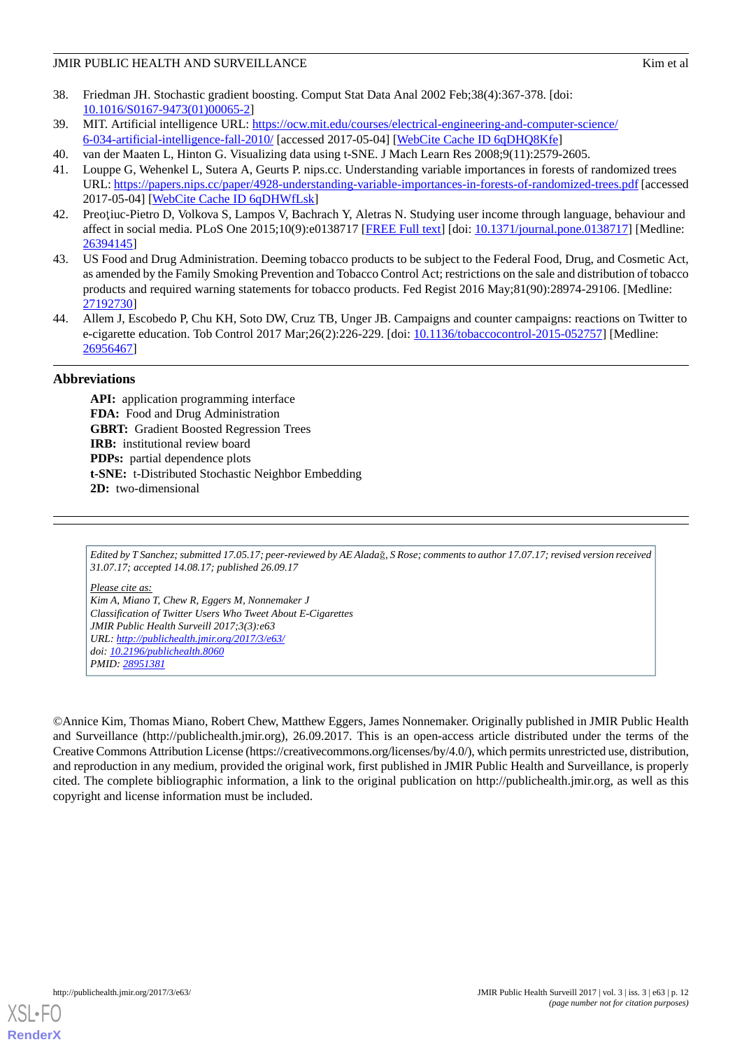38. Friedman JH. Stochastic gradient boosting. Comput Stat Data Anal 2002 Feb;38(4):367-378. [doi: 10.1016/S0167-9473(01)00065-2]
39. MIT. Artificial intelligence URL: https://ocw.mit.edu/courses/electrical-engineering-and-computer-science/6-034-artificial-intelligence-fall-2010/ [accessed 2017-05-04] [WebCite Cache ID 6qDHQ8Kfe]
40. van der Maaten L, Hinton G. Visualizing data using t-SNE. J Mach Learn Res 2008;9(11):2579-2605.
41. Louppe G, Wehenkel L, Sutera A, Geurts P. nips.cc. Understanding variable importances in forests of randomized trees URL: https://papers.nips.cc/paper/4928-understanding-variable-importances-in-forests-of-randomized-trees.pdf [accessed 2017-05-04] [WebCite Cache ID 6qDHWfLsk]
42. Preoţiuc-Pietro D, Volkova S, Lampos V, Bachrach Y, Aletras N. Studying user income through language, behaviour and affect in social media. PLoS One 2015;10(9):e0138717 [FREE Full text] [doi: 10.1371/journal.pone.0138717] [Medline: 26394145]
43. US Food and Drug Administration. Deeming tobacco products to be subject to the Federal Food, Drug, and Cosmetic Act, as amended by the Family Smoking Prevention and Tobacco Control Act; restrictions on the sale and distribution of tobacco products and required warning statements for tobacco products. Fed Regist 2016 May;81(90):28974-29106. [Medline: 27192730]
44. Allem J, Escobedo P, Chu KH, Soto DW, Cruz TB, Unger JB. Campaigns and counter campaigns: reactions on Twitter to e-cigarette education. Tob Control 2017 Mar;26(2):226-229. [doi: 10.1136/tobaccocontrol-2015-052757] [Medline: 26956467]

## Abbreviations

**API:** application programming interface
**FDA:** Food and Drug Administration
**GBRT:** Gradient Boosted Regression Trees
**IRB:** institutional review board
**PDPs:** partial dependence plots
**t-SNE:** t-Distributed Stochastic Neighbor Embedding
**2D:** two-dimensional

*Edited by T Sanchez; submitted 17.05.17; peer-reviewed by AE Aladağ, S Rose; comments to author 17.07.17; revised version received 31.07.17; accepted 14.08.17; published 26.09.17*

*Please cite as:*
*Kim A, Miano T, Chew R, Eggers M, Nonnemaker J*
*Classification of Twitter Users Who Tweet About E-Cigarettes*
*JMIR Public Health Surveill 2017;3(3):e63*
*URL: http://publichealth.jmir.org/2017/3/e63/*
*doi: 10.2196/publichealth.8060*
*PMID: 28951381*

©Annice Kim, Thomas Miano, Robert Chew, Matthew Eggers, James Nonnemaker. Originally published in JMIR Public Health and Surveillance (http://publichealth.jmir.org), 26.09.2017. This is an open-access article distributed under the terms of the Creative Commons Attribution License (https://creativecommons.org/licenses/by/4.0/), which permits unrestricted use, distribution, and reproduction in any medium, provided the original work, first published in JMIR Public Health and Surveillance, is properly cited. The complete bibliographic information, a link to the original publication on http://publichealth.jmir.org, as well as this copyright and license information must be included.